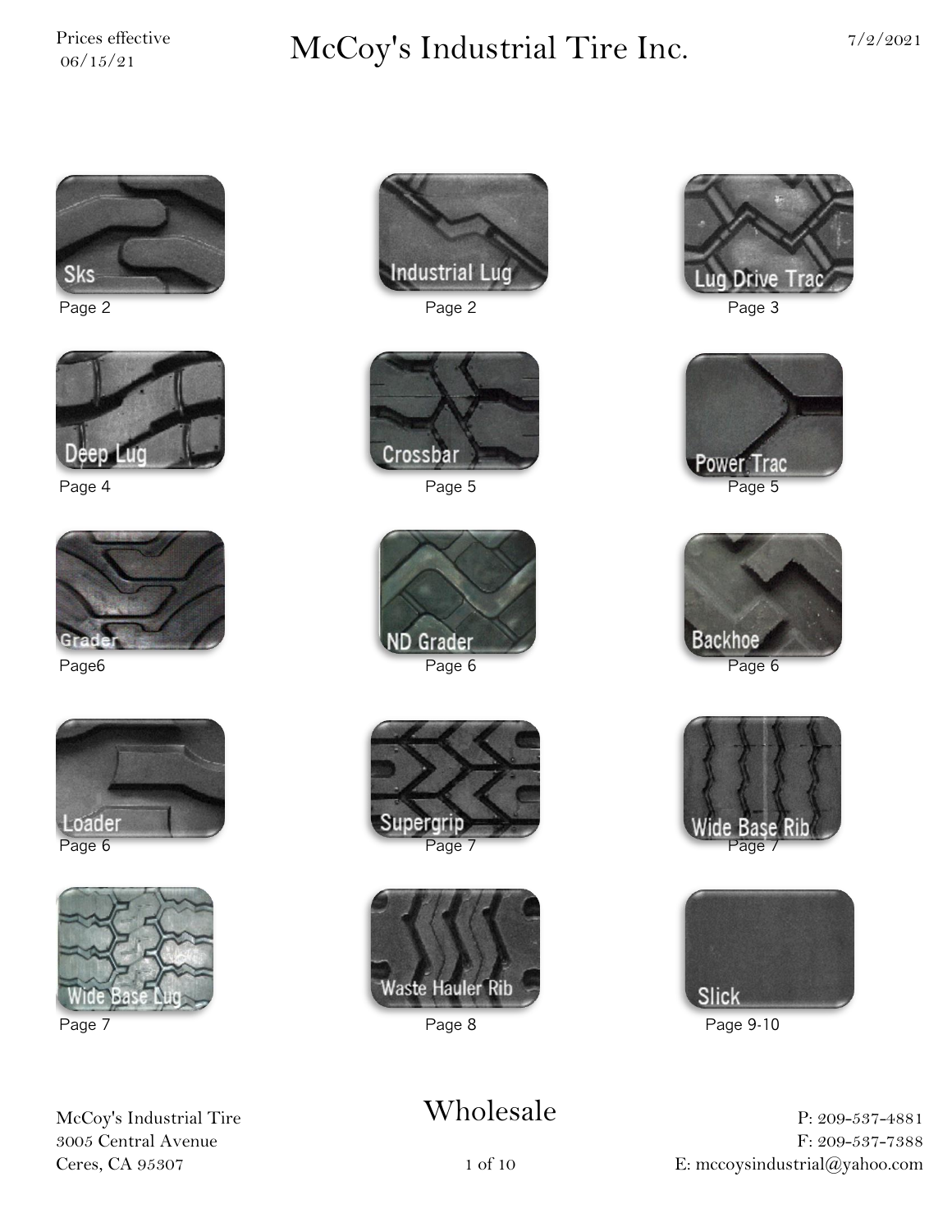Prices effective 06/15/21

# McCoy's Industrial Tire Inc.

7/2/2021

| Tread | Page | Tread | Page | Tread | Page |
|---|---|---|---|---|---|
| Sks | Page 2 | Industrial Lug | Page 2 | Lug Drive Trac | Page 3 |
| Deep Lug | Page 4 | Crossbar | Page 5 | Power Trac | Page 5 |
| Grader | Page6 | ND Grader | Page 6 | Backhoe | Page 6 |
| Loader | Page 6 | Supergrip | Page 7 | Wide Base Rib | Page 7 |
| Wide Base Lug | Page 7 | Waste Hauler Rib | Page 8 | Slick | Page 9-10 |

## Wholesale

McCoy's Industrial Tire
3005 Central Avenue
Ceres, CA 95307

P: 209-537-4881
F: 209-537-7388
E: mccoysindustrial@yahoo.com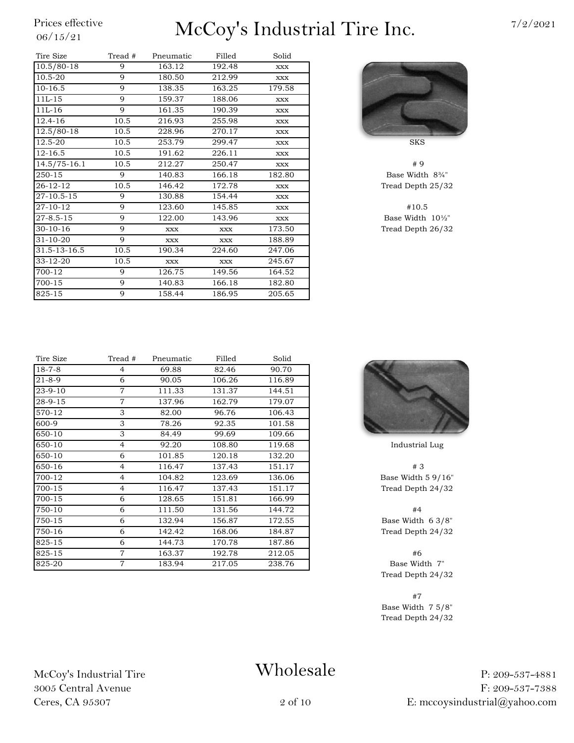Prices effective 06/15/21

# McCoy's Industrial Tire Inc.

7/2/2021

| Tire Size | Tread # | Pneumatic | Filled | Solid |
|---|---|---|---|---|
| 10.5/80-18 | 9 | 163.12 | 192.48 | xxx |
| 10.5-20 | 9 | 180.50 | 212.99 | xxx |
| 10-16.5 | 9 | 138.35 | 163.25 | 179.58 |
| 11L-15 | 9 | 159.37 | 188.06 | xxx |
| 11L-16 | 9 | 161.35 | 190.39 | xxx |
| 12.4-16 | 10.5 | 216.93 | 255.98 | xxx |
| 12.5/80-18 | 10.5 | 228.96 | 270.17 | xxx |
| 12.5-20 | 10.5 | 253.79 | 299.47 | xxx |
| 12-16.5 | 10.5 | 191.62 | 226.11 | xxx |
| 14.5/75-16.1 | 10.5 | 212.27 | 250.47 | xxx |
| 250-15 | 9 | 140.83 | 166.18 | 182.80 |
| 26-12-12 | 10.5 | 146.42 | 172.78 | xxx |
| 27-10.5-15 | 9 | 130.88 | 154.44 | xxx |
| 27-10-12 | 9 | 123.60 | 145.85 | xxx |
| 27-8.5-15 | 9 | 122.00 | 143.96 | xxx |
| 30-10-16 | 9 | xxx | xxx | 173.50 |
| 31-10-20 | 9 | xxx | xxx | 188.89 |
| 31.5-13-16.5 | 10.5 | 190.34 | 224.60 | 247.06 |
| 33-12-20 | 10.5 | xxx | xxx | 245.67 |
| 700-12 | 9 | 126.75 | 149.56 | 164.52 |
| 700-15 | 9 | 140.83 | 166.18 | 182.80 |
| 825-15 | 9 | 158.44 | 186.95 | 205.65 |

SKS

# 9
Base Width 8¾"
Tread Depth 25/32

#10.5
Base Width 10½"
Tread Depth 26/32

| Tire Size | Tread # | Pneumatic | Filled | Solid |
|---|---|---|---|---|
| 18-7-8 | 4 | 69.88 | 82.46 | 90.70 |
| 21-8-9 | 6 | 90.05 | 106.26 | 116.89 |
| 23-9-10 | 7 | 111.33 | 131.37 | 144.51 |
| 28-9-15 | 7 | 137.96 | 162.79 | 179.07 |
| 570-12 | 3 | 82.00 | 96.76 | 106.43 |
| 600-9 | 3 | 78.26 | 92.35 | 101.58 |
| 650-10 | 3 | 84.49 | 99.69 | 109.66 |
| 650-10 | 4 | 92.20 | 108.80 | 119.68 |
| 650-10 | 6 | 101.85 | 120.18 | 132.20 |
| 650-16 | 4 | 116.47 | 137.43 | 151.17 |
| 700-12 | 4 | 104.82 | 123.69 | 136.06 |
| 700-15 | 4 | 116.47 | 137.43 | 151.17 |
| 700-15 | 6 | 128.65 | 151.81 | 166.99 |
| 750-10 | 6 | 111.50 | 131.56 | 144.72 |
| 750-15 | 6 | 132.94 | 156.87 | 172.55 |
| 750-16 | 6 | 142.42 | 168.06 | 184.87 |
| 825-15 | 6 | 144.73 | 170.78 | 187.86 |
| 825-15 | 7 | 163.37 | 192.78 | 212.05 |
| 825-20 | 7 | 183.94 | 217.05 | 238.76 |

Industrial Lug

# 3
Base Width 5 9/16"
Tread Depth 24/32

#4
Base Width 6 3/8"
Tread Depth 24/32

#6
Base Width 7"
Tread Depth 24/32

#7
Base Width 7 5/8"
Tread Depth 24/32

McCoy's Industrial Tire
3005 Central Avenue
Ceres, CA 95307

Wholesale

P: 209-537-4881
F: 209-537-7388
E: mccoysindustrial@yahoo.com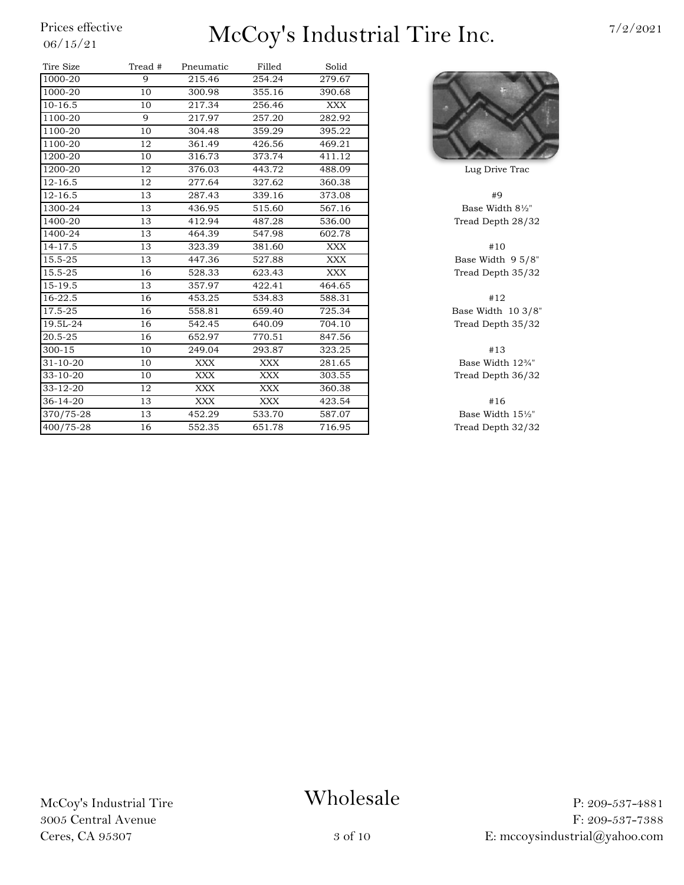Prices effective 06/15/21

# McCoy's Industrial Tire Inc.

7/2/2021

| Tire Size | Tread # | Pneumatic | Filled | Solid |
|---|---|---|---|---|
| 1000-20 | 9 | 215.46 | 254.24 | 279.67 |
| 1000-20 | 10 | 300.98 | 355.16 | 390.68 |
| 10-16.5 | 10 | 217.34 | 256.46 | XXX |
| 1100-20 | 9 | 217.97 | 257.20 | 282.92 |
| 1100-20 | 10 | 304.48 | 359.29 | 395.22 |
| 1100-20 | 12 | 361.49 | 426.56 | 469.21 |
| 1200-20 | 10 | 316.73 | 373.74 | 411.12 |
| 1200-20 | 12 | 376.03 | 443.72 | 488.09 |
| 12-16.5 | 12 | 277.64 | 327.62 | 360.38 |
| 12-16.5 | 13 | 287.43 | 339.16 | 373.08 |
| 1300-24 | 13 | 436.95 | 515.60 | 567.16 |
| 1400-20 | 13 | 412.94 | 487.28 | 536.00 |
| 1400-24 | 13 | 464.39 | 547.98 | 602.78 |
| 14-17.5 | 13 | 323.39 | 381.60 | XXX |
| 15.5-25 | 13 | 447.36 | 527.88 | XXX |
| 15.5-25 | 16 | 528.33 | 623.43 | XXX |
| 15-19.5 | 13 | 357.97 | 422.41 | 464.65 |
| 16-22.5 | 16 | 453.25 | 534.83 | 588.31 |
| 17.5-25 | 16 | 558.81 | 659.40 | 725.34 |
| 19.5L-24 | 16 | 542.45 | 640.09 | 704.10 |
| 20.5-25 | 16 | 652.97 | 770.51 | 847.56 |
| 300-15 | 10 | 249.04 | 293.87 | 323.25 |
| 31-10-20 | 10 | XXX | XXX | 281.65 |
| 33-10-20 | 10 | XXX | XXX | 303.55 |
| 33-12-20 | 12 | XXX | XXX | 360.38 |
| 36-14-20 | 13 | XXX | XXX | 423.54 |
| 370/75-28 | 13 | 452.29 | 533.70 | 587.07 |
| 400/75-28 | 16 | 552.35 | 651.78 | 716.95 |

Lug Drive Trac

#9
Base Width 8½"
Tread Depth 28/32

#10
Base Width 9 5/8"
Tread Depth 35/32

#12
Base Width 10 3/8"
Tread Depth 35/32

#13
Base Width 12¾"
Tread Depth 36/32

#16
Base Width 15½"
Tread Depth 32/32

## Wholesale

McCoy's Industrial Tire
3005 Central Avenue
Ceres, CA 95307

P: 209-537-4881
F: 209-537-7388
E: mccoysindustrial@yahoo.com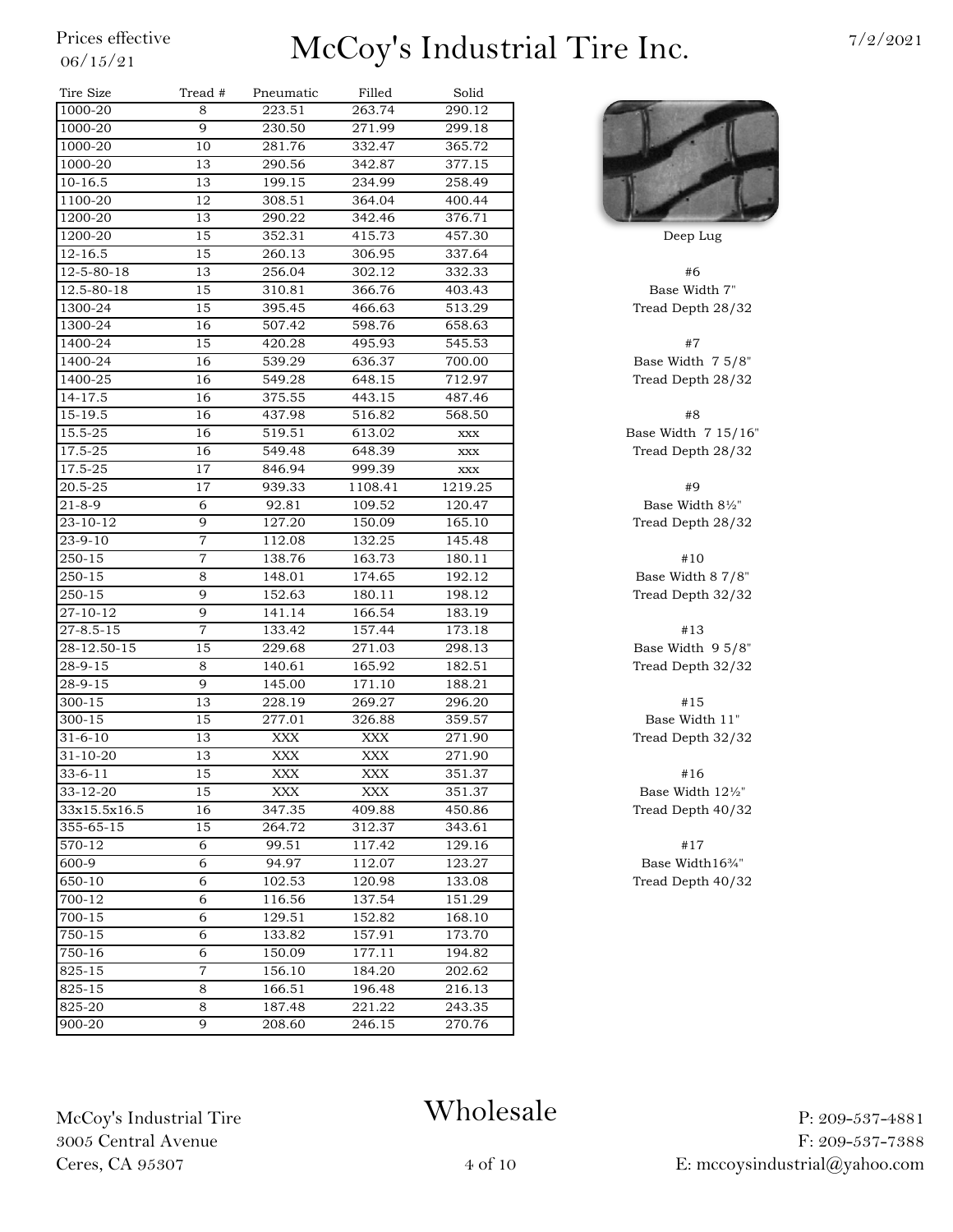Prices effective 06/15/21

# McCoy's Industrial Tire Inc.

7/2/2021

| Tire Size | Tread # | Pneumatic | Filled | Solid |
|---|---|---|---|---|
| 1000-20 | 8 | 223.51 | 263.74 | 290.12 |
| 1000-20 | 9 | 230.50 | 271.99 | 299.18 |
| 1000-20 | 10 | 281.76 | 332.47 | 365.72 |
| 1000-20 | 13 | 290.56 | 342.87 | 377.15 |
| 10-16.5 | 13 | 199.15 | 234.99 | 258.49 |
| 1100-20 | 12 | 308.51 | 364.04 | 400.44 |
| 1200-20 | 13 | 290.22 | 342.46 | 376.71 |
| 1200-20 | 15 | 352.31 | 415.73 | 457.30 |
| 12-16.5 | 15 | 260.13 | 306.95 | 337.64 |
| 12-5-80-18 | 13 | 256.04 | 302.12 | 332.33 |
| 12.5-80-18 | 15 | 310.81 | 366.76 | 403.43 |
| 1300-24 | 15 | 395.45 | 466.63 | 513.29 |
| 1300-24 | 16 | 507.42 | 598.76 | 658.63 |
| 1400-24 | 15 | 420.28 | 495.93 | 545.53 |
| 1400-24 | 16 | 539.29 | 636.37 | 700.00 |
| 1400-25 | 16 | 549.28 | 648.15 | 712.97 |
| 14-17.5 | 16 | 375.55 | 443.15 | 487.46 |
| 15-19.5 | 16 | 437.98 | 516.82 | 568.50 |
| 15.5-25 | 16 | 519.51 | 613.02 | xxx |
| 17.5-25 | 16 | 549.48 | 648.39 | xxx |
| 17.5-25 | 17 | 846.94 | 999.39 | xxx |
| 20.5-25 | 17 | 939.33 | 1108.41 | 1219.25 |
| 21-8-9 | 6 | 92.81 | 109.52 | 120.47 |
| 23-10-12 | 9 | 127.20 | 150.09 | 165.10 |
| 23-9-10 | 7 | 112.08 | 132.25 | 145.48 |
| 250-15 | 7 | 138.76 | 163.73 | 180.11 |
| 250-15 | 8 | 148.01 | 174.65 | 192.12 |
| 250-15 | 9 | 152.63 | 180.11 | 198.12 |
| 27-10-12 | 9 | 141.14 | 166.54 | 183.19 |
| 27-8.5-15 | 7 | 133.42 | 157.44 | 173.18 |
| 28-12.50-15 | 15 | 229.68 | 271.03 | 298.13 |
| 28-9-15 | 8 | 140.61 | 165.92 | 182.51 |
| 28-9-15 | 9 | 145.00 | 171.10 | 188.21 |
| 300-15 | 13 | 228.19 | 269.27 | 296.20 |
| 300-15 | 15 | 277.01 | 326.88 | 359.57 |
| 31-6-10 | 13 | XXX | XXX | 271.90 |
| 31-10-20 | 13 | XXX | XXX | 271.90 |
| 33-6-11 | 15 | XXX | XXX | 351.37 |
| 33-12-20 | 15 | XXX | XXX | 351.37 |
| 33x15.5x16.5 | 16 | 347.35 | 409.88 | 450.86 |
| 355-65-15 | 15 | 264.72 | 312.37 | 343.61 |
| 570-12 | 6 | 99.51 | 117.42 | 129.16 |
| 600-9 | 6 | 94.97 | 112.07 | 123.27 |
| 650-10 | 6 | 102.53 | 120.98 | 133.08 |
| 700-12 | 6 | 116.56 | 137.54 | 151.29 |
| 700-15 | 6 | 129.51 | 152.82 | 168.10 |
| 750-15 | 6 | 133.82 | 157.91 | 173.70 |
| 750-16 | 6 | 150.09 | 177.11 | 194.82 |
| 825-15 | 7 | 156.10 | 184.20 | 202.62 |
| 825-15 | 8 | 166.51 | 196.48 | 216.13 |
| 825-20 | 8 | 187.48 | 221.22 | 243.35 |
| 900-20 | 9 | 208.60 | 246.15 | 270.76 |

Deep Lug

#6
Base Width 7"
Tread Depth 28/32

#7
Base Width 7 5/8"
Tread Depth 28/32

#8
Base Width 7 15/16"
Tread Depth 28/32

#9
Base Width 8½"
Tread Depth 28/32

#10
Base Width 8 7/8"
Tread Depth 32/32

#13
Base Width 9 5/8"
Tread Depth 32/32

#15
Base Width 11"
Tread Depth 32/32

#16
Base Width 12½"
Tread Depth 40/32

#17
Base Width16¾"
Tread Depth 40/32

McCoy's Industrial Tire
3005 Central Avenue
Ceres, CA 95307

## Wholesale

P: 209-537-4881
F: 209-537-7388
E: mccoysindustrial@yahoo.com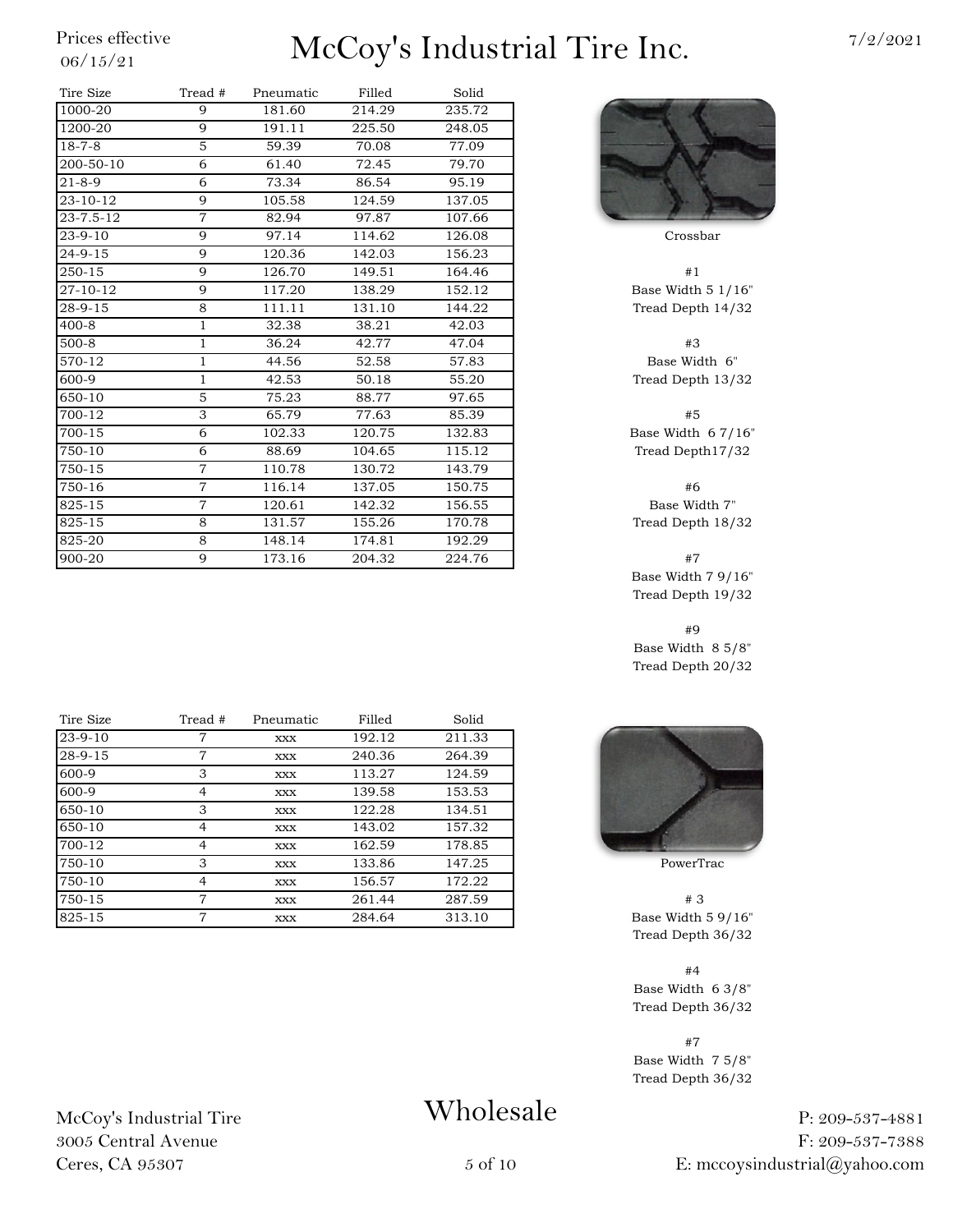Prices effective 06/15/21

# McCoy's Industrial Tire Inc.

7/2/2021

| Tire Size | Tread # | Pneumatic | Filled | Solid |
|---|---|---|---|---|
| 1000-20 | 9 | 181.60 | 214.29 | 235.72 |
| 1200-20 | 9 | 191.11 | 225.50 | 248.05 |
| 18-7-8 | 5 | 59.39 | 70.08 | 77.09 |
| 200-50-10 | 6 | 61.40 | 72.45 | 79.70 |
| 21-8-9 | 6 | 73.34 | 86.54 | 95.19 |
| 23-10-12 | 9 | 105.58 | 124.59 | 137.05 |
| 23-7.5-12 | 7 | 82.94 | 97.87 | 107.66 |
| 23-9-10 | 9 | 97.14 | 114.62 | 126.08 |
| 24-9-15 | 9 | 120.36 | 142.03 | 156.23 |
| 250-15 | 9 | 126.70 | 149.51 | 164.46 |
| 27-10-12 | 9 | 117.20 | 138.29 | 152.12 |
| 28-9-15 | 8 | 111.11 | 131.10 | 144.22 |
| 400-8 | 1 | 32.38 | 38.21 | 42.03 |
| 500-8 | 1 | 36.24 | 42.77 | 47.04 |
| 570-12 | 1 | 44.56 | 52.58 | 57.83 |
| 600-9 | 1 | 42.53 | 50.18 | 55.20 |
| 650-10 | 5 | 75.23 | 88.77 | 97.65 |
| 700-12 | 3 | 65.79 | 77.63 | 85.39 |
| 700-15 | 6 | 102.33 | 120.75 | 132.83 |
| 750-10 | 6 | 88.69 | 104.65 | 115.12 |
| 750-15 | 7 | 110.78 | 130.72 | 143.79 |
| 750-16 | 7 | 116.14 | 137.05 | 150.75 |
| 825-15 | 7 | 120.61 | 142.32 | 156.55 |
| 825-15 | 8 | 131.57 | 155.26 | 170.78 |
| 825-20 | 8 | 148.14 | 174.81 | 192.29 |
| 900-20 | 9 | 173.16 | 204.32 | 224.76 |

Crossbar

#1
Base Width 5 1/16"
Tread Depth 14/32

#3
Base Width 6"
Tread Depth 13/32

#5
Base Width 6 7/16"
Tread Depth17/32

#6
Base Width 7"
Tread Depth 18/32

#7
Base Width 7 9/16"
Tread Depth 19/32

#9
Base Width 8 5/8"
Tread Depth 20/32

| Tire Size | Tread # | Pneumatic | Filled | Solid |
|---|---|---|---|---|
| 23-9-10 | 7 | xxx | 192.12 | 211.33 |
| 28-9-15 | 7 | xxx | 240.36 | 264.39 |
| 600-9 | 3 | xxx | 113.27 | 124.59 |
| 600-9 | 4 | xxx | 139.58 | 153.53 |
| 650-10 | 3 | xxx | 122.28 | 134.51 |
| 650-10 | 4 | xxx | 143.02 | 157.32 |
| 700-12 | 4 | xxx | 162.59 | 178.85 |
| 750-10 | 3 | xxx | 133.86 | 147.25 |
| 750-10 | 4 | xxx | 156.57 | 172.22 |
| 750-15 | 7 | xxx | 261.44 | 287.59 |
| 825-15 | 7 | xxx | 284.64 | 313.10 |

PowerTrac

# 3
Base Width 5 9/16"
Tread Depth 36/32

#4
Base Width 6 3/8"
Tread Depth 36/32

#7
Base Width 7 5/8"
Tread Depth 36/32

McCoy's Industrial Tire
3005 Central Avenue
Ceres, CA 95307

Wholesale

P: 209-537-4881
F: 209-537-7388
E: mccoysindustrial@yahoo.com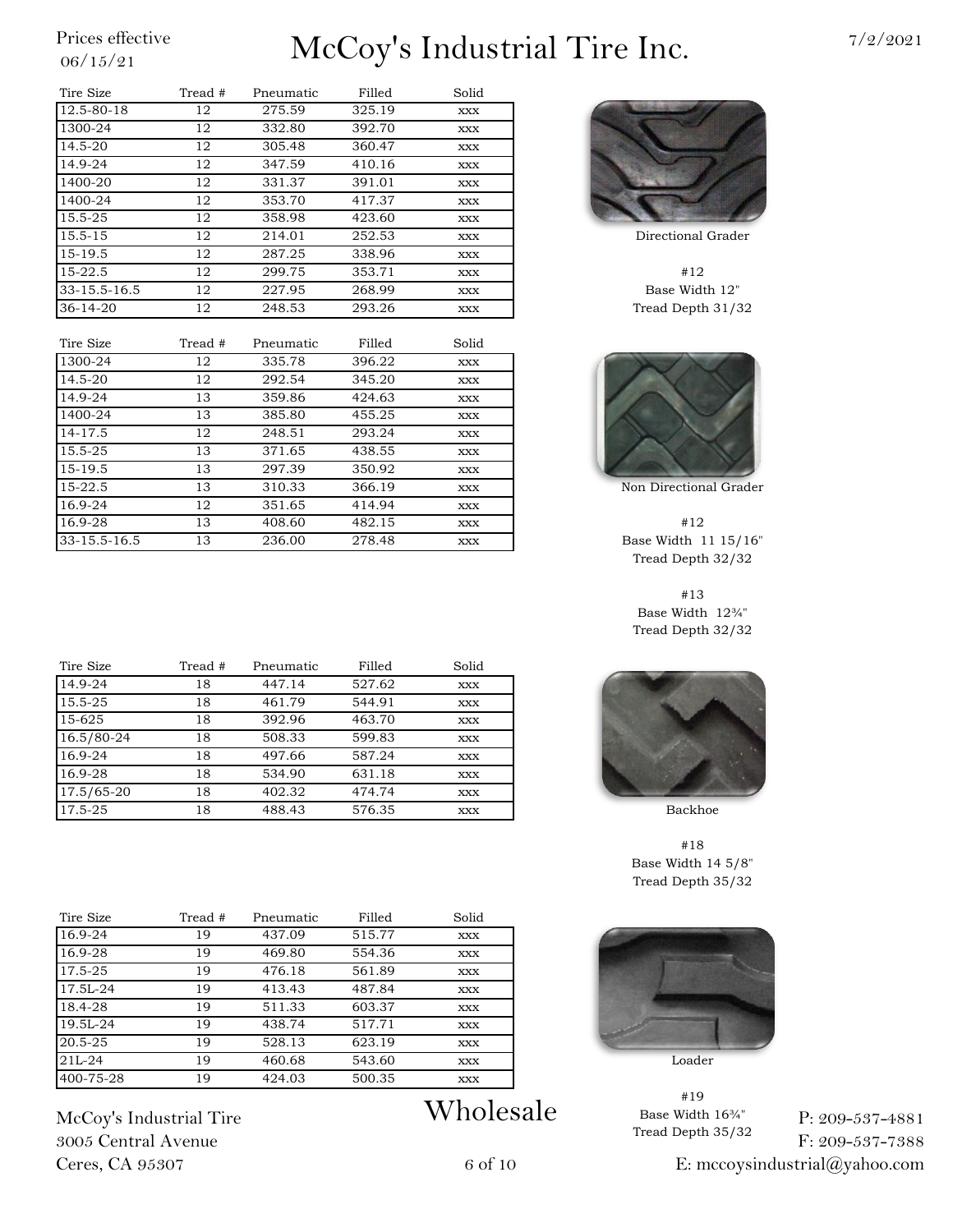Prices effective 06/15/21

# McCoy's Industrial Tire Inc.

7/2/2021

| Tire Size | Tread # | Pneumatic | Filled | Solid |
|---|---|---|---|---|
| 12.5-80-18 | 12 | 275.59 | 325.19 | xxx |
| 1300-24 | 12 | 332.80 | 392.70 | xxx |
| 14.5-20 | 12 | 305.48 | 360.47 | xxx |
| 14.9-24 | 12 | 347.59 | 410.16 | xxx |
| 1400-20 | 12 | 331.37 | 391.01 | xxx |
| 1400-24 | 12 | 353.70 | 417.37 | xxx |
| 15.5-25 | 12 | 358.98 | 423.60 | xxx |
| 15.5-15 | 12 | 214.01 | 252.53 | xxx |
| 15-19.5 | 12 | 287.25 | 338.96 | xxx |
| 15-22.5 | 12 | 299.75 | 353.71 | xxx |
| 33-15.5-16.5 | 12 | 227.95 | 268.99 | xxx |
| 36-14-20 | 12 | 248.53 | 293.26 | xxx |

Directional Grader

#12
Base Width 12"
Tread Depth 31/32

| Tire Size | Tread # | Pneumatic | Filled | Solid |
|---|---|---|---|---|
| 1300-24 | 12 | 335.78 | 396.22 | xxx |
| 14.5-20 | 12 | 292.54 | 345.20 | xxx |
| 14.9-24 | 13 | 359.86 | 424.63 | xxx |
| 1400-24 | 13 | 385.80 | 455.25 | xxx |
| 14-17.5 | 12 | 248.51 | 293.24 | xxx |
| 15.5-25 | 13 | 371.65 | 438.55 | xxx |
| 15-19.5 | 13 | 297.39 | 350.92 | xxx |
| 15-22.5 | 13 | 310.33 | 366.19 | xxx |
| 16.9-24 | 12 | 351.65 | 414.94 | xxx |
| 16.9-28 | 13 | 408.60 | 482.15 | xxx |
| 33-15.5-16.5 | 13 | 236.00 | 278.48 | xxx |

Non Directional Grader

#12
Base Width 11 15/16"
Tread Depth 32/32

#13
Base Width 12¾"
Tread Depth 32/32

| Tire Size | Tread # | Pneumatic | Filled | Solid |
|---|---|---|---|---|
| 14.9-24 | 18 | 447.14 | 527.62 | xxx |
| 15.5-25 | 18 | 461.79 | 544.91 | xxx |
| 15-625 | 18 | 392.96 | 463.70 | xxx |
| 16.5/80-24 | 18 | 508.33 | 599.83 | xxx |
| 16.9-24 | 18 | 497.66 | 587.24 | xxx |
| 16.9-28 | 18 | 534.90 | 631.18 | xxx |
| 17.5/65-20 | 18 | 402.32 | 474.74 | xxx |
| 17.5-25 | 18 | 488.43 | 576.35 | xxx |

Backhoe

#18
Base Width 14 5/8"
Tread Depth 35/32

| Tire Size | Tread # | Pneumatic | Filled | Solid |
|---|---|---|---|---|
| 16.9-24 | 19 | 437.09 | 515.77 | xxx |
| 16.9-28 | 19 | 469.80 | 554.36 | xxx |
| 17.5-25 | 19 | 476.18 | 561.89 | xxx |
| 17.5L-24 | 19 | 413.43 | 487.84 | xxx |
| 18.4-28 | 19 | 511.33 | 603.37 | xxx |
| 19.5L-24 | 19 | 438.74 | 517.71 | xxx |
| 20.5-25 | 19 | 528.13 | 623.19 | xxx |
| 21L-24 | 19 | 460.68 | 543.60 | xxx |
| 400-75-28 | 19 | 424.03 | 500.35 | xxx |

Loader

#19
Base Width 16¾"
Tread Depth 35/32

Wholesale

McCoy's Industrial Tire
3005 Central Avenue
Ceres, CA 95307

P: 209-537-4881
F: 209-537-7388
E: mccoysindustrial@yahoo.com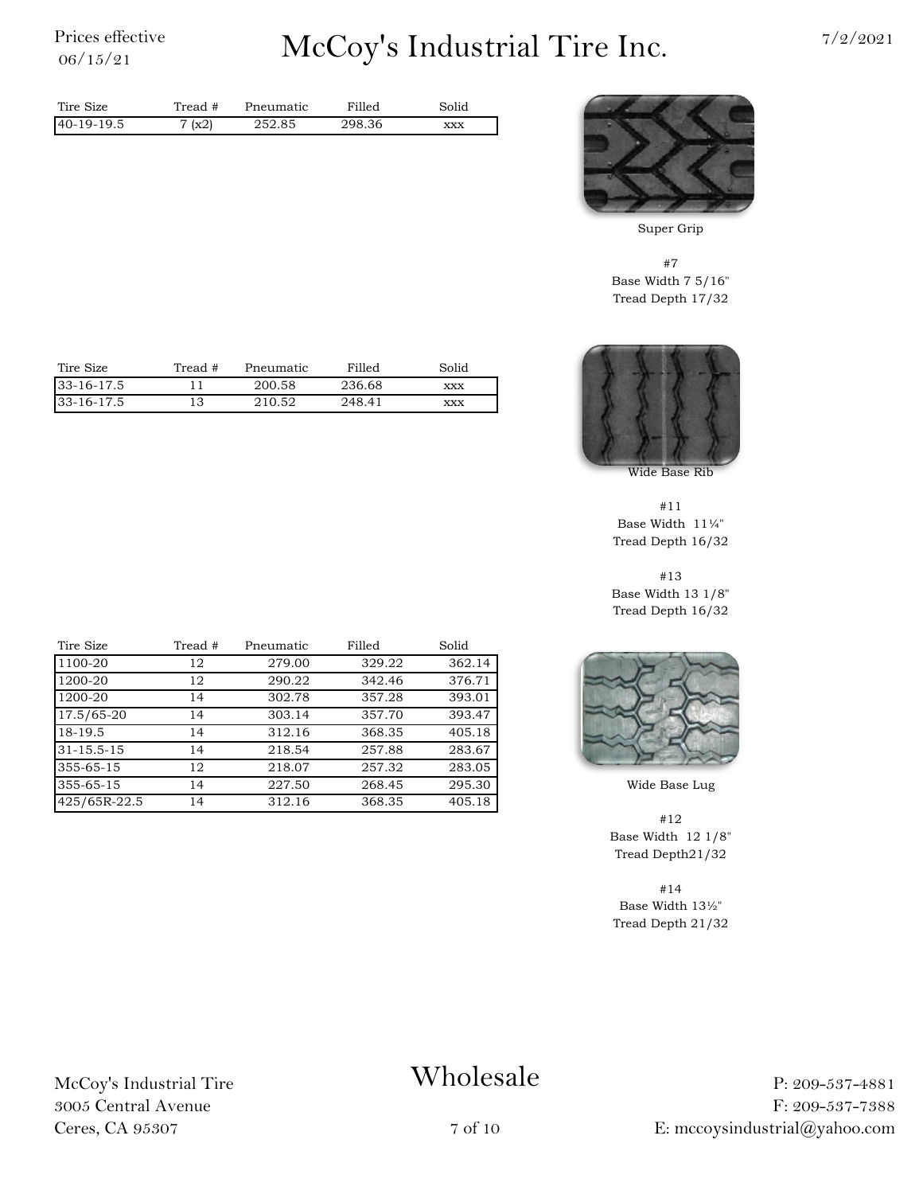Prices effective 06/15/21

# McCoy's Industrial Tire Inc.

7/2/2021

| Tire Size | Tread # | Pneumatic | Filled | Solid |
|---|---|---|---|---|
| 40-19-19.5 | 7 (x2) | 252.85 | 298.36 | xxx |

Super Grip

#7
Base Width 7 5/16"
Tread Depth 17/32

| Tire Size | Tread # | Pneumatic | Filled | Solid |
|---|---|---|---|---|
| 33-16-17.5 | 11 | 200.58 | 236.68 | xxx |
| 33-16-17.5 | 13 | 210.52 | 248.41 | xxx |

Wide Base Rib

#11
Base Width 11¼"
Tread Depth 16/32

#13
Base Width 13 1/8"
Tread Depth 16/32

| Tire Size | Tread # | Pneumatic | Filled | Solid |
|---|---|---|---|---|
| 1100-20 | 12 | 279.00 | 329.22 | 362.14 |
| 1200-20 | 12 | 290.22 | 342.46 | 376.71 |
| 1200-20 | 14 | 302.78 | 357.28 | 393.01 |
| 17.5/65-20 | 14 | 303.14 | 357.70 | 393.47 |
| 18-19.5 | 14 | 312.16 | 368.35 | 405.18 |
| 31-15.5-15 | 14 | 218.54 | 257.88 | 283.67 |
| 355-65-15 | 12 | 218.07 | 257.32 | 283.05 |
| 355-65-15 | 14 | 227.50 | 268.45 | 295.30 |
| 425/65R-22.5 | 14 | 312.16 | 368.35 | 405.18 |

Wide Base Lug

#12
Base Width 12 1/8"
Tread Depth21/32

#14
Base Width 13½"
Tread Depth 21/32

McCoy's Industrial Tire
3005 Central Avenue
Ceres, CA 95307

Wholesale

P: 209-537-4881
F: 209-537-7388
E: mccoysindustrial@yahoo.com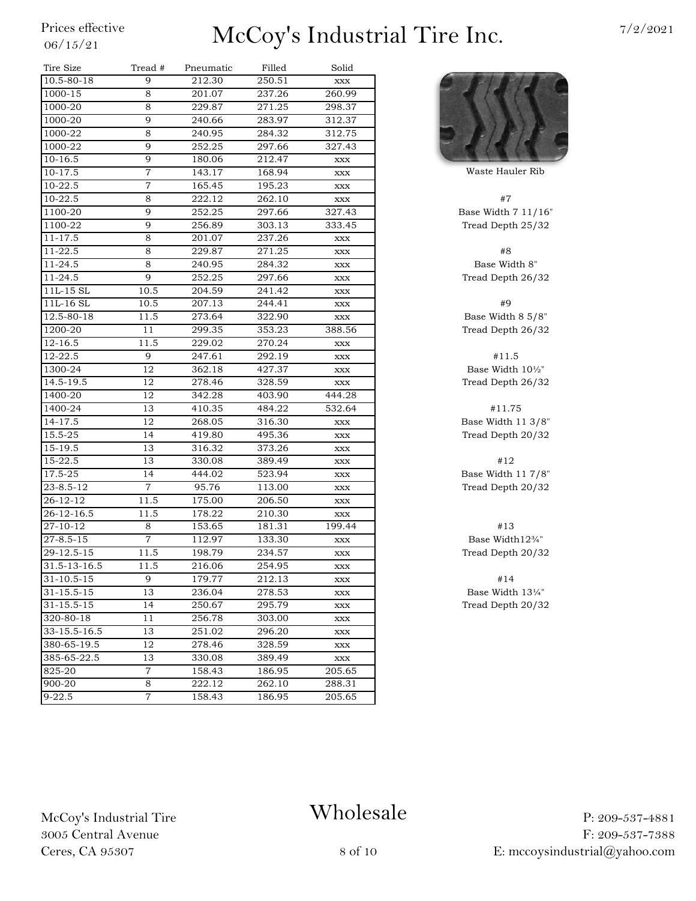Prices effective 06/15/21

# McCoy's Industrial Tire Inc.

7/2/2021

| Tire Size | Tread # | Pneumatic | Filled | Solid |
|---|---|---|---|---|
| 10.5-80-18 | 9 | 212.30 | 250.51 | xxx |
| 1000-15 | 8 | 201.07 | 237.26 | 260.99 |
| 1000-20 | 8 | 229.87 | 271.25 | 298.37 |
| 1000-20 | 9 | 240.66 | 283.97 | 312.37 |
| 1000-22 | 8 | 240.95 | 284.32 | 312.75 |
| 1000-22 | 9 | 252.25 | 297.66 | 327.43 |
| 10-16.5 | 9 | 180.06 | 212.47 | xxx |
| 10-17.5 | 7 | 143.17 | 168.94 | xxx |
| 10-22.5 | 7 | 165.45 | 195.23 | xxx |
| 10-22.5 | 8 | 222.12 | 262.10 | xxx |
| 1100-20 | 9 | 252.25 | 297.66 | 327.43 |
| 1100-22 | 9 | 256.89 | 303.13 | 333.45 |
| 11-17.5 | 8 | 201.07 | 237.26 | xxx |
| 11-22.5 | 8 | 229.87 | 271.25 | xxx |
| 11-24.5 | 8 | 240.95 | 284.32 | xxx |
| 11-24.5 | 9 | 252.25 | 297.66 | xxx |
| 11L-15 SL | 10.5 | 204.59 | 241.42 | xxx |
| 11L-16 SL | 10.5 | 207.13 | 244.41 | xxx |
| 12.5-80-18 | 11.5 | 273.64 | 322.90 | xxx |
| 1200-20 | 11 | 299.35 | 353.23 | 388.56 |
| 12-16.5 | 11.5 | 229.02 | 270.24 | xxx |
| 12-22.5 | 9 | 247.61 | 292.19 | xxx |
| 1300-24 | 12 | 362.18 | 427.37 | xxx |
| 14.5-19.5 | 12 | 278.46 | 328.59 | xxx |
| 1400-20 | 12 | 342.28 | 403.90 | 444.28 |
| 1400-24 | 13 | 410.35 | 484.22 | 532.64 |
| 14-17.5 | 12 | 268.05 | 316.30 | xxx |
| 15.5-25 | 14 | 419.80 | 495.36 | xxx |
| 15-19.5 | 13 | 316.32 | 373.26 | xxx |
| 15-22.5 | 13 | 330.08 | 389.49 | xxx |
| 17.5-25 | 14 | 444.02 | 523.94 | xxx |
| 23-8.5-12 | 7 | 95.76 | 113.00 | xxx |
| 26-12-12 | 11.5 | 175.00 | 206.50 | xxx |
| 26-12-16.5 | 11.5 | 178.22 | 210.30 | xxx |
| 27-10-12 | 8 | 153.65 | 181.31 | 199.44 |
| 27-8.5-15 | 7 | 112.97 | 133.30 | xxx |
| 29-12.5-15 | 11.5 | 198.79 | 234.57 | xxx |
| 31.5-13-16.5 | 11.5 | 216.06 | 254.95 | xxx |
| 31-10.5-15 | 9 | 179.77 | 212.13 | xxx |
| 31-15.5-15 | 13 | 236.04 | 278.53 | xxx |
| 31-15.5-15 | 14 | 250.67 | 295.79 | xxx |
| 320-80-18 | 11 | 256.78 | 303.00 | xxx |
| 33-15.5-16.5 | 13 | 251.02 | 296.20 | xxx |
| 380-65-19.5 | 12 | 278.46 | 328.59 | xxx |
| 385-65-22.5 | 13 | 330.08 | 389.49 | xxx |
| 825-20 | 7 | 158.43 | 186.95 | 205.65 |
| 900-20 | 8 | 222.12 | 262.10 | 288.31 |
| 9-22.5 | 7 | 158.43 | 186.95 | 205.65 |

Waste Hauler Rib

#7
Base Width 7 11/16"
Tread Depth 25/32

#8
Base Width 8"
Tread Depth 26/32

#9
Base Width 8 5/8"
Tread Depth 26/32

#11.5
Base Width 10½"
Tread Depth 26/32

#11.75
Base Width 11 3/8"
Tread Depth 20/32

#12
Base Width 11 7/8"
Tread Depth 20/32

#13
Base Width12¾"
Tread Depth 20/32

#14
Base Width 13¼"
Tread Depth 20/32

McCoy's Industrial Tire
3005 Central Avenue
Ceres, CA 95307

## Wholesale

P: 209-537-4881
F: 209-537-7388
E: mccoysindustrial@yahoo.com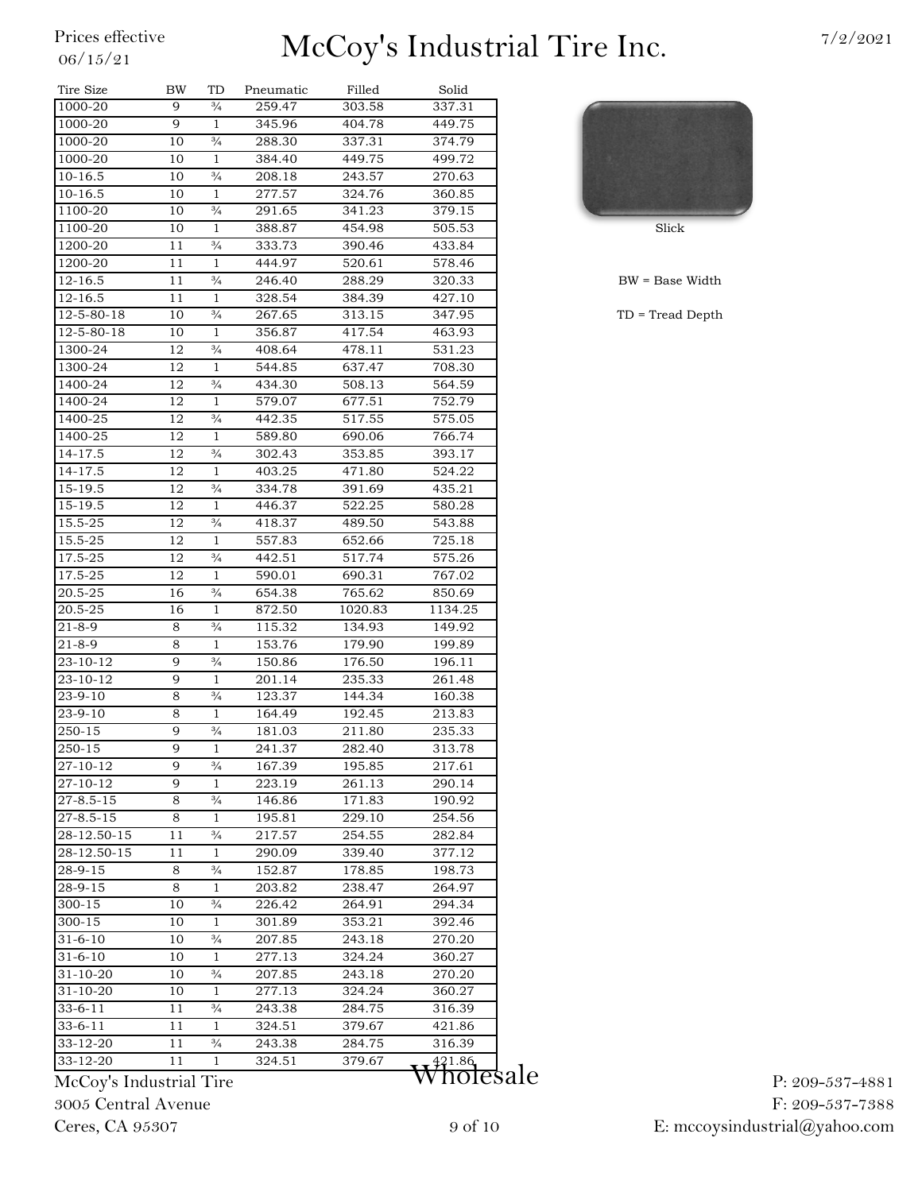Prices effective 06/15/21

# McCoy's Industrial Tire Inc.

7/2/2021

| Tire Size | BW | TD | Pneumatic | Filled | Solid |
|---|---|---|---|---|---|
| 1000-20 | 9 | ¾ | 259.47 | 303.58 | 337.31 |
| 1000-20 | 9 | 1 | 345.96 | 404.78 | 449.75 |
| 1000-20 | 10 | ¾ | 288.30 | 337.31 | 374.79 |
| 1000-20 | 10 | 1 | 384.40 | 449.75 | 499.72 |
| 10-16.5 | 10 | ¾ | 208.18 | 243.57 | 270.63 |
| 10-16.5 | 10 | 1 | 277.57 | 324.76 | 360.85 |
| 1100-20 | 10 | ¾ | 291.65 | 341.23 | 379.15 |
| 1100-20 | 10 | 1 | 388.87 | 454.98 | 505.53 |
| 1200-20 | 11 | ¾ | 333.73 | 390.46 | 433.84 |
| 1200-20 | 11 | 1 | 444.97 | 520.61 | 578.46 |
| 12-16.5 | 11 | ¾ | 246.40 | 288.29 | 320.33 |
| 12-16.5 | 11 | 1 | 328.54 | 384.39 | 427.10 |
| 12-5-80-18 | 10 | ¾ | 267.65 | 313.15 | 347.95 |
| 12-5-80-18 | 10 | 1 | 356.87 | 417.54 | 463.93 |
| 1300-24 | 12 | ¾ | 408.64 | 478.11 | 531.23 |
| 1300-24 | 12 | 1 | 544.85 | 637.47 | 708.30 |
| 1400-24 | 12 | ¾ | 434.30 | 508.13 | 564.59 |
| 1400-24 | 12 | 1 | 579.07 | 677.51 | 752.79 |
| 1400-25 | 12 | ¾ | 442.35 | 517.55 | 575.05 |
| 1400-25 | 12 | 1 | 589.80 | 690.06 | 766.74 |
| 14-17.5 | 12 | ¾ | 302.43 | 353.85 | 393.17 |
| 14-17.5 | 12 | 1 | 403.25 | 471.80 | 524.22 |
| 15-19.5 | 12 | ¾ | 334.78 | 391.69 | 435.21 |
| 15-19.5 | 12 | 1 | 446.37 | 522.25 | 580.28 |
| 15.5-25 | 12 | ¾ | 418.37 | 489.50 | 543.88 |
| 15.5-25 | 12 | 1 | 557.83 | 652.66 | 725.18 |
| 17.5-25 | 12 | ¾ | 442.51 | 517.74 | 575.26 |
| 17.5-25 | 12 | 1 | 590.01 | 690.31 | 767.02 |
| 20.5-25 | 16 | ¾ | 654.38 | 765.62 | 850.69 |
| 20.5-25 | 16 | 1 | 872.50 | 1020.83 | 1134.25 |
| 21-8-9 | 8 | ¾ | 115.32 | 134.93 | 149.92 |
| 21-8-9 | 8 | 1 | 153.76 | 179.90 | 199.89 |
| 23-10-12 | 9 | ¾ | 150.86 | 176.50 | 196.11 |
| 23-10-12 | 9 | 1 | 201.14 | 235.33 | 261.48 |
| 23-9-10 | 8 | ¾ | 123.37 | 144.34 | 160.38 |
| 23-9-10 | 8 | 1 | 164.49 | 192.45 | 213.83 |
| 250-15 | 9 | ¾ | 181.03 | 211.80 | 235.33 |
| 250-15 | 9 | 1 | 241.37 | 282.40 | 313.78 |
| 27-10-12 | 9 | ¾ | 167.39 | 195.85 | 217.61 |
| 27-10-12 | 9 | 1 | 223.19 | 261.13 | 290.14 |
| 27-8.5-15 | 8 | ¾ | 146.86 | 171.83 | 190.92 |
| 27-8.5-15 | 8 | 1 | 195.81 | 229.10 | 254.56 |
| 28-12.50-15 | 11 | ¾ | 217.57 | 254.55 | 282.84 |
| 28-12.50-15 | 11 | 1 | 290.09 | 339.40 | 377.12 |
| 28-9-15 | 8 | ¾ | 152.87 | 178.85 | 198.73 |
| 28-9-15 | 8 | 1 | 203.82 | 238.47 | 264.97 |
| 300-15 | 10 | ¾ | 226.42 | 264.91 | 294.34 |
| 300-15 | 10 | 1 | 301.89 | 353.21 | 392.46 |
| 31-6-10 | 10 | ¾ | 207.85 | 243.18 | 270.20 |
| 31-6-10 | 10 | 1 | 277.13 | 324.24 | 360.27 |
| 31-10-20 | 10 | ¾ | 207.85 | 243.18 | 270.20 |
| 31-10-20 | 10 | 1 | 277.13 | 324.24 | 360.27 |
| 33-6-11 | 11 | ¾ | 243.38 | 284.75 | 316.39 |
| 33-6-11 | 11 | 1 | 324.51 | 379.67 | 421.86 |
| 33-12-20 | 11 | ¾ | 243.38 | 284.75 | 316.39 |
| 33-12-20 | 11 | 1 | 324.51 | 379.67 | 421.86 |

Slick

BW = Base Width

TD = Tread Depth

Wholesale

McCoy's Industrial Tire
3005 Central Avenue
Ceres, CA 95307

P: 209-537-4881
F: 209-537-7388
E: mccoysindustrial@yahoo.com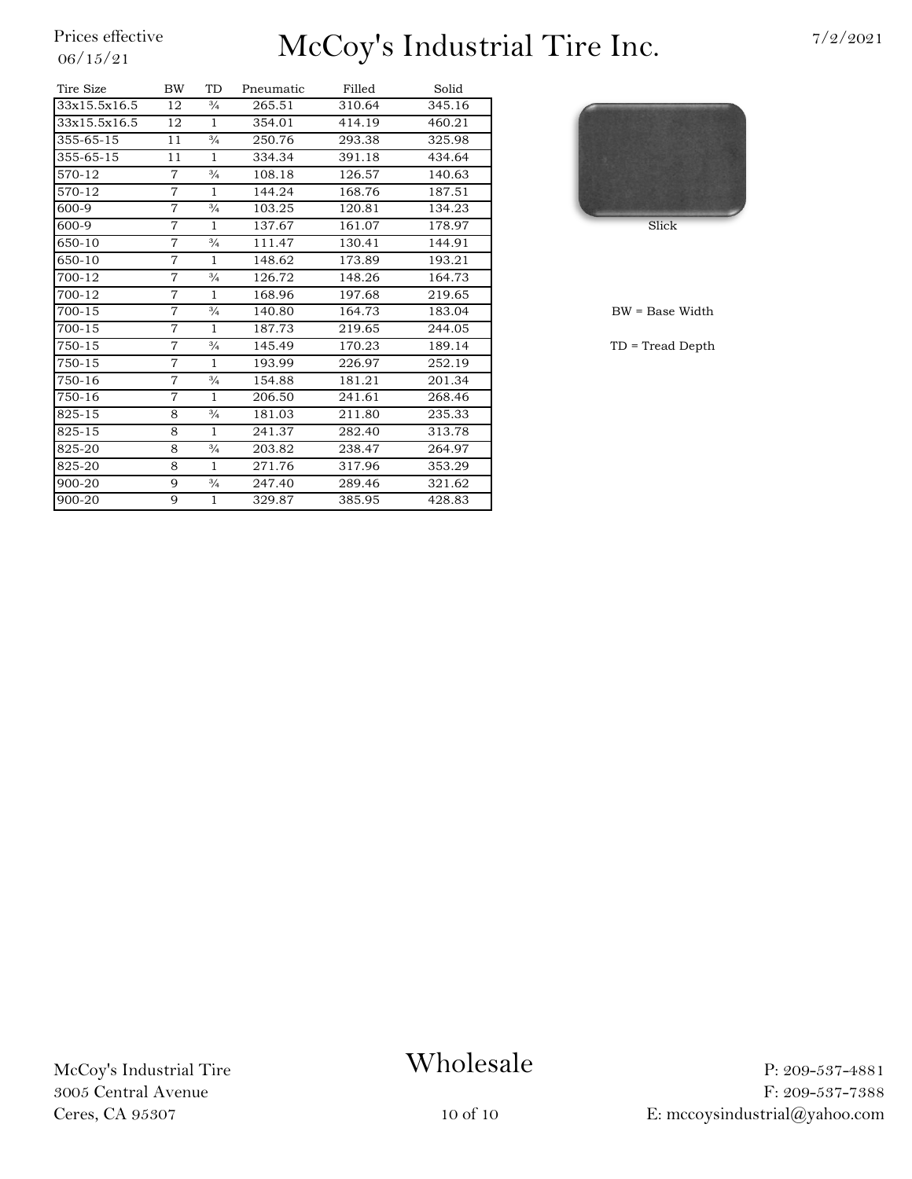Prices effective 06/15/21

# McCoy's Industrial Tire Inc.

7/2/2021

| Tire Size | BW | TD | Pneumatic | Filled | Solid |
|---|---|---|---|---|---|
| 33x15.5x16.5 | 12 | ¾ | 265.51 | 310.64 | 345.16 |
| 33x15.5x16.5 | 12 | 1 | 354.01 | 414.19 | 460.21 |
| 355-65-15 | 11 | ¾ | 250.76 | 293.38 | 325.98 |
| 355-65-15 | 11 | 1 | 334.34 | 391.18 | 434.64 |
| 570-12 | 7 | ¾ | 108.18 | 126.57 | 140.63 |
| 570-12 | 7 | 1 | 144.24 | 168.76 | 187.51 |
| 600-9 | 7 | ¾ | 103.25 | 120.81 | 134.23 |
| 600-9 | 7 | 1 | 137.67 | 161.07 | 178.97 |
| 650-10 | 7 | ¾ | 111.47 | 130.41 | 144.91 |
| 650-10 | 7 | 1 | 148.62 | 173.89 | 193.21 |
| 700-12 | 7 | ¾ | 126.72 | 148.26 | 164.73 |
| 700-12 | 7 | 1 | 168.96 | 197.68 | 219.65 |
| 700-15 | 7 | ¾ | 140.80 | 164.73 | 183.04 |
| 700-15 | 7 | 1 | 187.73 | 219.65 | 244.05 |
| 750-15 | 7 | ¾ | 145.49 | 170.23 | 189.14 |
| 750-15 | 7 | 1 | 193.99 | 226.97 | 252.19 |
| 750-16 | 7 | ¾ | 154.88 | 181.21 | 201.34 |
| 750-16 | 7 | 1 | 206.50 | 241.61 | 268.46 |
| 825-15 | 8 | ¾ | 181.03 | 211.80 | 235.33 |
| 825-15 | 8 | 1 | 241.37 | 282.40 | 313.78 |
| 825-20 | 8 | ¾ | 203.82 | 238.47 | 264.97 |
| 825-20 | 8 | 1 | 271.76 | 317.96 | 353.29 |
| 900-20 | 9 | ¾ | 247.40 | 289.46 | 321.62 |
| 900-20 | 9 | 1 | 329.87 | 385.95 | 428.83 |

Slick

BW = Base Width

TD = Tread Depth

McCoy's Industrial Tire
3005 Central Avenue
Ceres, CA 95307

Wholesale

P: 209-537-4881
F: 209-537-7388
E: mccoysindustrial@yahoo.com